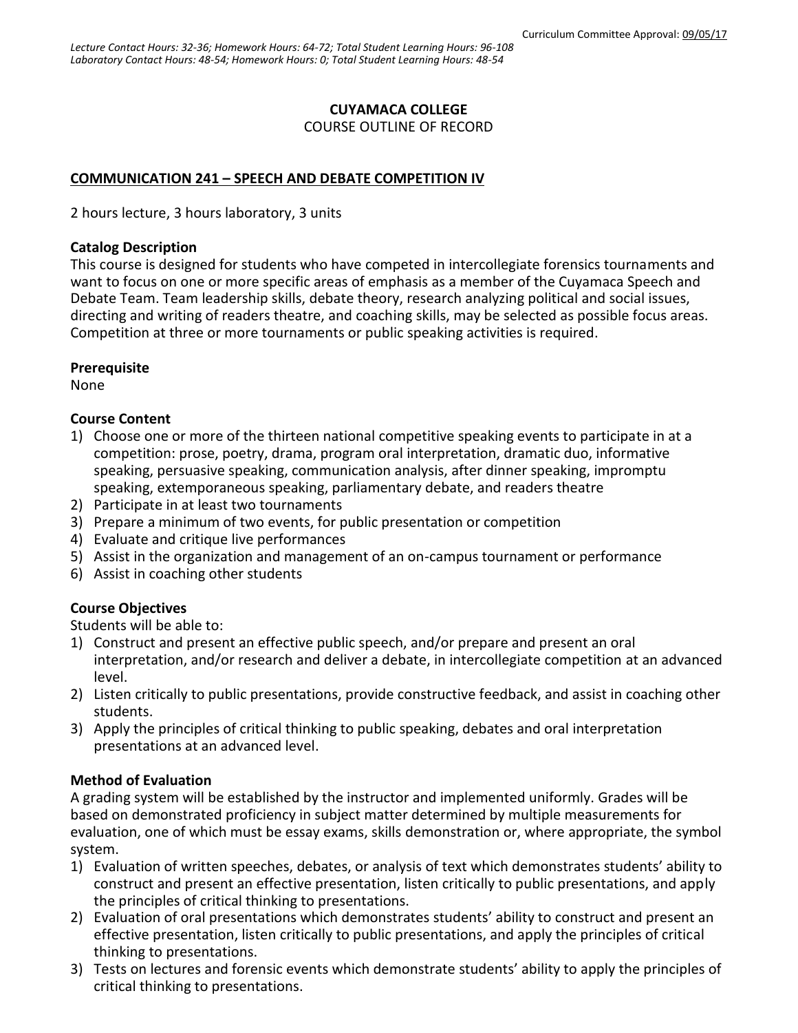Curriculum Committee Approval: 09/05/17

*Lecture Contact Hours: 32-36; Homework Hours: 64-72; Total Student Learning Hours: 96-108*
*Laboratory Contact Hours: 48-54; Homework Hours: 0; Total Student Learning Hours: 48-54*

**CUYAMACA COLLEGE**
COURSE OUTLINE OF RECORD

## COMMUNICATION 241 – SPEECH AND DEBATE COMPETITION IV

2 hours lecture, 3 hours laboratory, 3 units

### Catalog Description

This course is designed for students who have competed in intercollegiate forensics tournaments and want to focus on one or more specific areas of emphasis as a member of the Cuyamaca Speech and Debate Team. Team leadership skills, debate theory, research analyzing political and social issues, directing and writing of readers theatre, and coaching skills, may be selected as possible focus areas. Competition at three or more tournaments or public speaking activities is required.

### Prerequisite

None

### Course Content

1) Choose one or more of the thirteen national competitive speaking events to participate in at a competition: prose, poetry, drama, program oral interpretation, dramatic duo, informative speaking, persuasive speaking, communication analysis, after dinner speaking, impromptu speaking, extemporaneous speaking, parliamentary debate, and readers theatre
2) Participate in at least two tournaments
3) Prepare a minimum of two events, for public presentation or competition
4) Evaluate and critique live performances
5) Assist in the organization and management of an on-campus tournament or performance
6) Assist in coaching other students

### Course Objectives

Students will be able to:

1) Construct and present an effective public speech, and/or prepare and present an oral interpretation, and/or research and deliver a debate, in intercollegiate competition at an advanced level.
2) Listen critically to public presentations, provide constructive feedback, and assist in coaching other students.
3) Apply the principles of critical thinking to public speaking, debates and oral interpretation presentations at an advanced level.

### Method of Evaluation

A grading system will be established by the instructor and implemented uniformly. Grades will be based on demonstrated proficiency in subject matter determined by multiple measurements for evaluation, one of which must be essay exams, skills demonstration or, where appropriate, the symbol system.

1) Evaluation of written speeches, debates, or analysis of text which demonstrates students' ability to construct and present an effective presentation, listen critically to public presentations, and apply the principles of critical thinking to presentations.
2) Evaluation of oral presentations which demonstrates students' ability to construct and present an effective presentation, listen critically to public presentations, and apply the principles of critical thinking to presentations.
3) Tests on lectures and forensic events which demonstrate students' ability to apply the principles of critical thinking to presentations.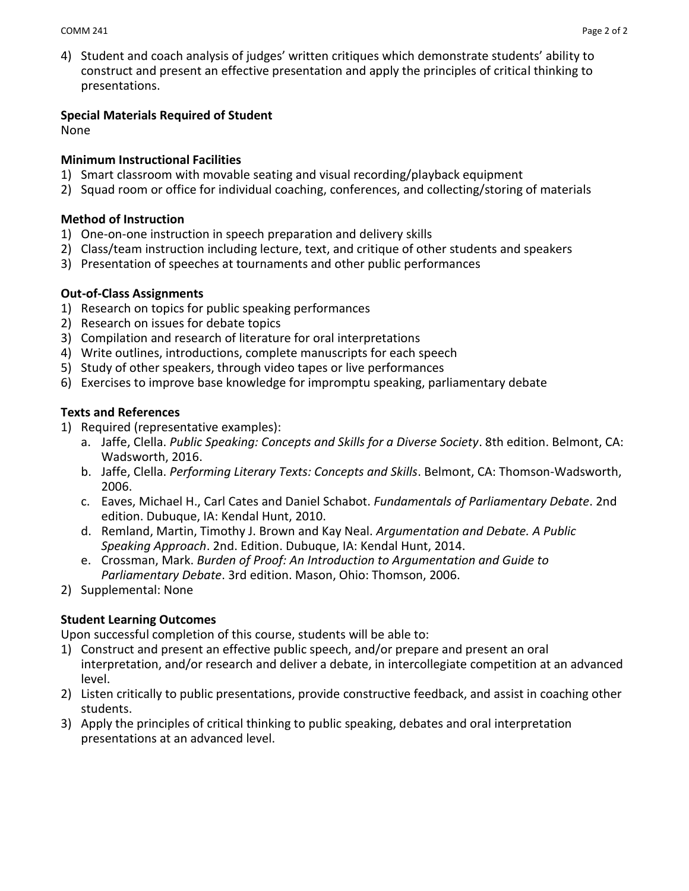4) Student and coach analysis of judges' written critiques which demonstrate students' ability to construct and present an effective presentation and apply the principles of critical thinking to presentations.

**Special Materials Required of Student**

None

**Minimum Instructional Facilities**

1) Smart classroom with movable seating and visual recording/playback equipment
2) Squad room or office for individual coaching, conferences, and collecting/storing of materials

**Method of Instruction**

1) One-on-one instruction in speech preparation and delivery skills
2) Class/team instruction including lecture, text, and critique of other students and speakers
3) Presentation of speeches at tournaments and other public performances

**Out-of-Class Assignments**

1) Research on topics for public speaking performances
2) Research on issues for debate topics
3) Compilation and research of literature for oral interpretations
4) Write outlines, introductions, complete manuscripts for each speech
5) Study of other speakers, through video tapes or live performances
6) Exercises to improve base knowledge for impromptu speaking, parliamentary debate

**Texts and References**

1) Required (representative examples):
   a. Jaffe, Clella. *Public Speaking: Concepts and Skills for a Diverse Society*. 8th edition. Belmont, CA: Wadsworth, 2016.
   b. Jaffe, Clella. *Performing Literary Texts: Concepts and Skills*. Belmont, CA: Thomson-Wadsworth, 2006.
   c. Eaves, Michael H., Carl Cates and Daniel Schabot. *Fundamentals of Parliamentary Debate*. 2nd edition. Dubuque, IA: Kendal Hunt, 2010.
   d. Remland, Martin, Timothy J. Brown and Kay Neal. *Argumentation and Debate. A Public Speaking Approach*. 2nd. Edition. Dubuque, IA: Kendal Hunt, 2014.
   e. Crossman, Mark. *Burden of Proof: An Introduction to Argumentation and Guide to Parliamentary Debate*. 3rd edition. Mason, Ohio: Thomson, 2006.
2) Supplemental: None

**Student Learning Outcomes**

Upon successful completion of this course, students will be able to:

1) Construct and present an effective public speech, and/or prepare and present an oral interpretation, and/or research and deliver a debate, in intercollegiate competition at an advanced level.
2) Listen critically to public presentations, provide constructive feedback, and assist in coaching other students.
3) Apply the principles of critical thinking to public speaking, debates and oral interpretation presentations at an advanced level.